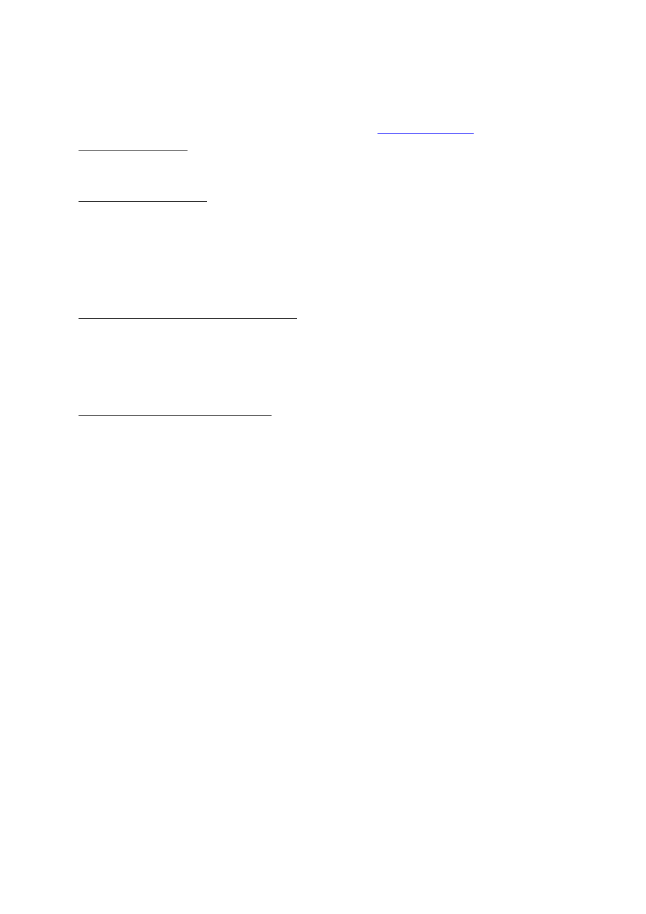**Dr Muhammad Saleem** M.D. (Iran); R.M.P. (Pak) Contact No. (Mob) 0092 334 6688428 Email: msaleema1@yahoo.com

### **Career Objectives**

Pursuing career as a good healthcare provider through research.

### Personal Information

Father s Name: Nabi Bakhsh Date Of Birth : 11.11.1977 Address : 1)-House No 5 Buzdar town Wadoor Road Near Graveyard Andullah Town Dera Ghazi Khan City / 2)-House No. 12 Block No.45 Dera Ghazi Khan City Pakistan Marital Status : Married

#### **EDUCATIONAL QUALIFICATIONS**

- 1. 1993. SSc. (10<sup>th</sup> class) 86% Marks Govt Comp. School D.G.Khan (Pakistan)
- 2. 1996: F.Sc.(12 th Class) 73% Marks D.G.Khan Board; D.G.Khan (Pakistan)
- 3. 2004: M.D (Doctor of Medicine) 73% Marks SBMU; Tehran (Iran)

#### **PROFESSIONAL EXPERIENCE**

- 1. September 2004 to July 2006 as Intern in S.B.M.U Hospitals (Rotaions Medicine Surgery Gynecology Pediatrics Ophthalmology ENT Dermatology Public Health)
- 2. May 2007 to July 2007. As Oncology House Officer in N.M.U. hospital Multan Pakistan
- 3. December 2007 to January 2009 As House Officer in Ophthalmology department D.H.Q. (District Head Quarter) Teaching Hospital Dera Ghazi Khan City Pakistan
- 4. January 2009 to January 2011 As Medical Officer in Ophthalmology department and emergency department THQ (Tehsil Head Quarter) Hospital Taunsa Sharif city Pakistan
- 5. January 2011 to September 2013 as Medical Officer at Trauma centre Dera Ghazi Khan City Pakistan
- 6. September 2013 to August 2015 as Medical Officer at Primary and Secondary Health department Punjab Lahore Pakistan
- 7. August 2015 to June 2016 as District Blood Transfusion Officer of District Blood Bank Dera Ghazi Khan City Pakistan
- 8. June 2016 to July 2017 as Medical Officer in Primary and Secondary Health Department Hospitals in Dera Ghazi Khan coty Pakistan
- 9. July 2017 to May 2018 as Medical Officer at Trauma Centre D.G.Khan